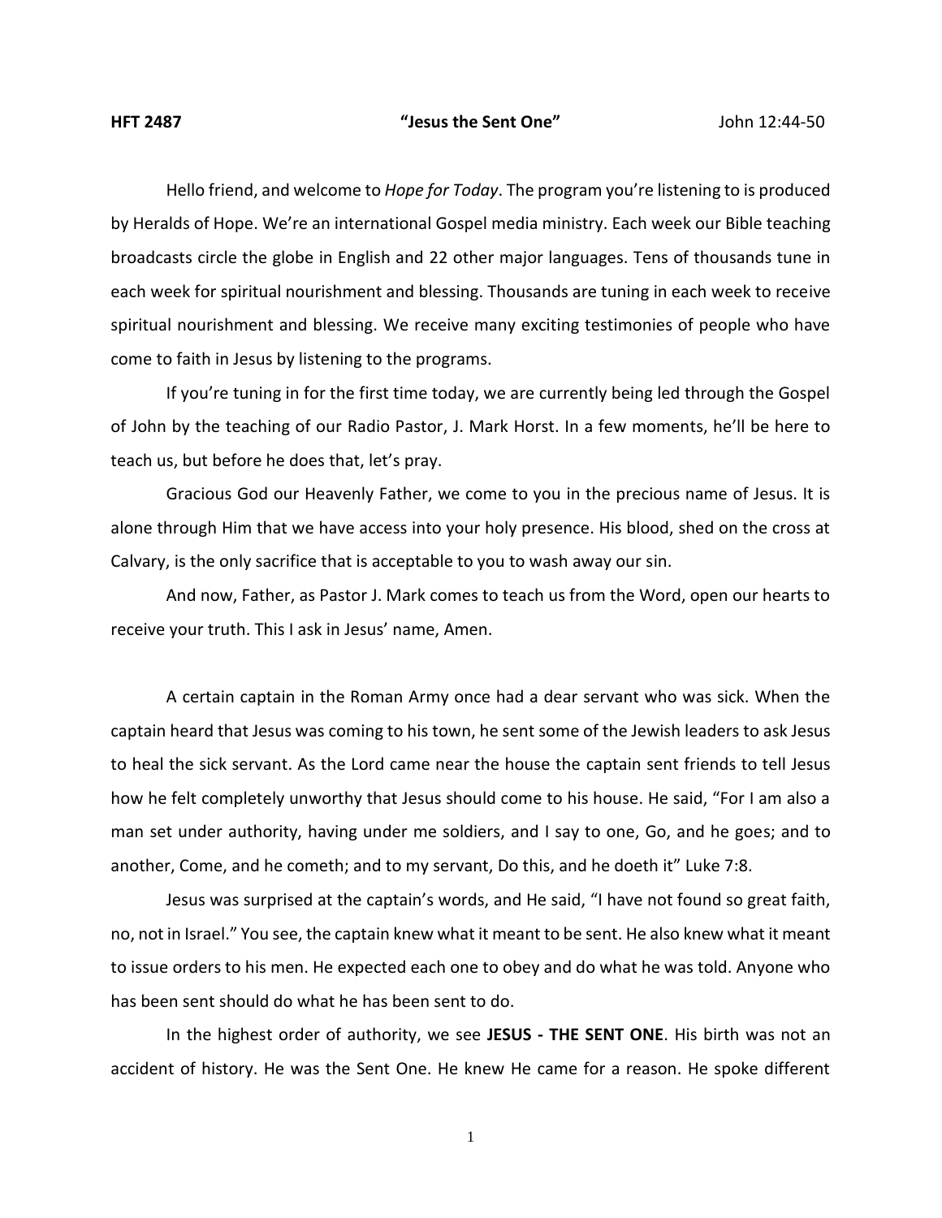**HFT 2487** **"Jesus the Sent One"** John 12:44-50

Hello friend, and welcome to *Hope for Today*. The program you're listening to is produced by Heralds of Hope. We're an international Gospel media ministry. Each week our Bible teaching broadcasts circle the globe in English and 22 other major languages. Tens of thousands tune in each week for spiritual nourishment and blessing. Thousands are tuning in each week to receive spiritual nourishment and blessing. We receive many exciting testimonies of people who have come to faith in Jesus by listening to the programs.

If you're tuning in for the first time today, we are currently being led through the Gospel of John by the teaching of our Radio Pastor, J. Mark Horst. In a few moments, he'll be here to teach us, but before he does that, let's pray.

Gracious God our Heavenly Father, we come to you in the precious name of Jesus. It is alone through Him that we have access into your holy presence. His blood, shed on the cross at Calvary, is the only sacrifice that is acceptable to you to wash away our sin.

And now, Father, as Pastor J. Mark comes to teach us from the Word, open our hearts to receive your truth. This I ask in Jesus' name, Amen.

A certain captain in the Roman Army once had a dear servant who was sick. When the captain heard that Jesus was coming to his town, he sent some of the Jewish leaders to ask Jesus to heal the sick servant. As the Lord came near the house the captain sent friends to tell Jesus how he felt completely unworthy that Jesus should come to his house. He said, "For I am also a man set under authority, having under me soldiers, and I say to one, Go, and he goes; and to another, Come, and he cometh; and to my servant, Do this, and he doeth it" Luke 7:8.

Jesus was surprised at the captain's words, and He said, "I have not found so great faith, no, not in Israel." You see, the captain knew what it meant to be sent. He also knew what it meant to issue orders to his men. He expected each one to obey and do what he was told. Anyone who has been sent should do what he has been sent to do.

In the highest order of authority, we see **JESUS - THE SENT ONE**. His birth was not an accident of history. He was the Sent One. He knew He came for a reason. He spoke different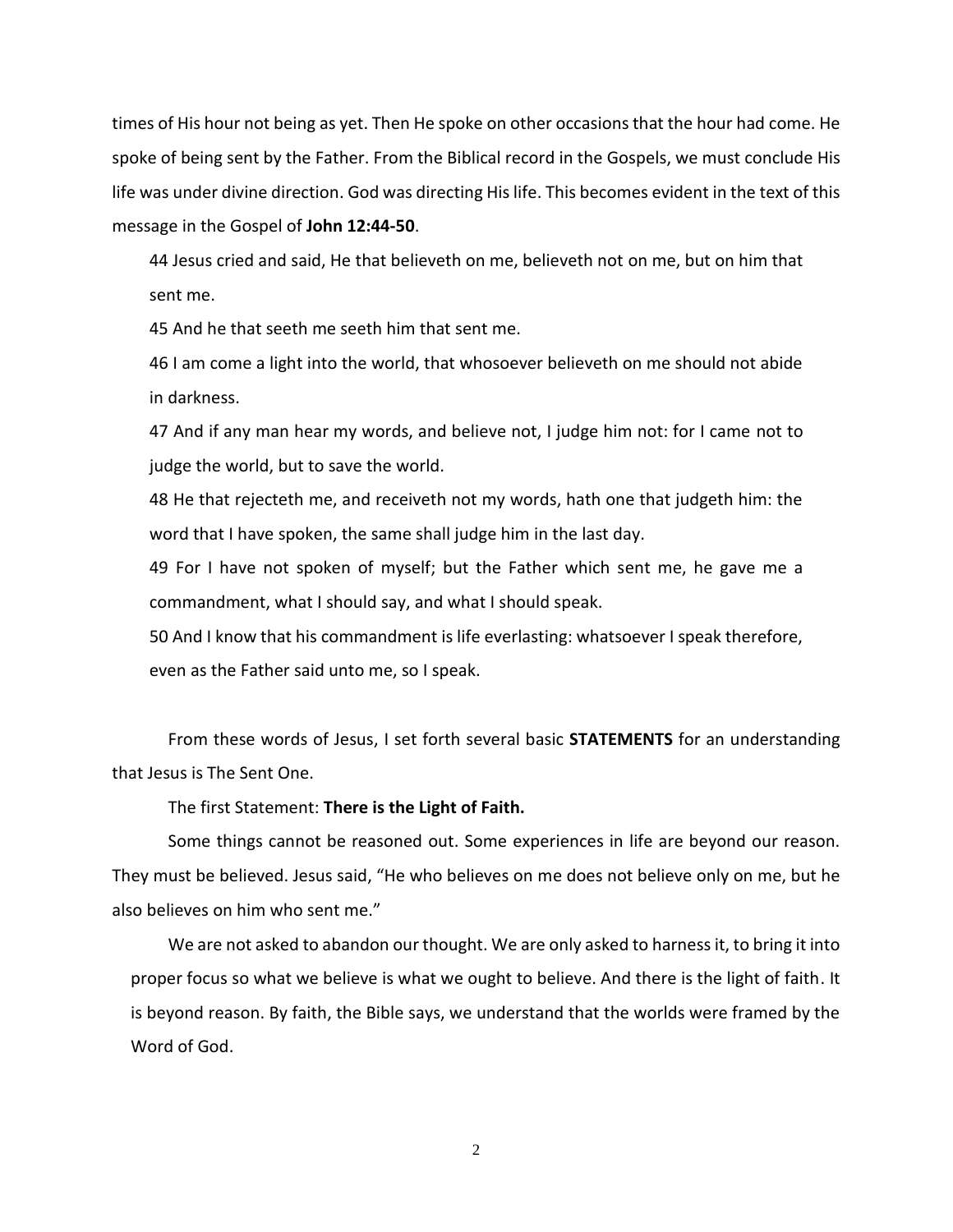times of His hour not being as yet. Then He spoke on other occasions that the hour had come. He spoke of being sent by the Father. From the Biblical record in the Gospels, we must conclude His life was under divine direction. God was directing His life. This becomes evident in the text of this message in the Gospel of **John 12:44-50**.

> 44 Jesus cried and said, He that believeth on me, believeth not on me, but on him that sent me.
>
> 45 And he that seeth me seeth him that sent me.
>
> 46 I am come a light into the world, that whosoever believeth on me should not abide in darkness.
>
> 47 And if any man hear my words, and believe not, I judge him not: for I came not to judge the world, but to save the world.
>
> 48 He that rejecteth me, and receiveth not my words, hath one that judgeth him: the word that I have spoken, the same shall judge him in the last day.
>
> 49 For I have not spoken of myself; but the Father which sent me, he gave me a commandment, what I should say, and what I should speak.
>
> 50 And I know that his commandment is life everlasting: whatsoever I speak therefore, even as the Father said unto me, so I speak.

From these words of Jesus, I set forth several basic **STATEMENTS** for an understanding that Jesus is The Sent One.

The first Statement: **There is the Light of Faith.**

Some things cannot be reasoned out. Some experiences in life are beyond our reason. They must be believed. Jesus said, "He who believes on me does not believe only on me, but he also believes on him who sent me."

We are not asked to abandon our thought. We are only asked to harness it, to bring it into proper focus so what we believe is what we ought to believe. And there is the light of faith. It is beyond reason. By faith, the Bible says, we understand that the worlds were framed by the Word of God.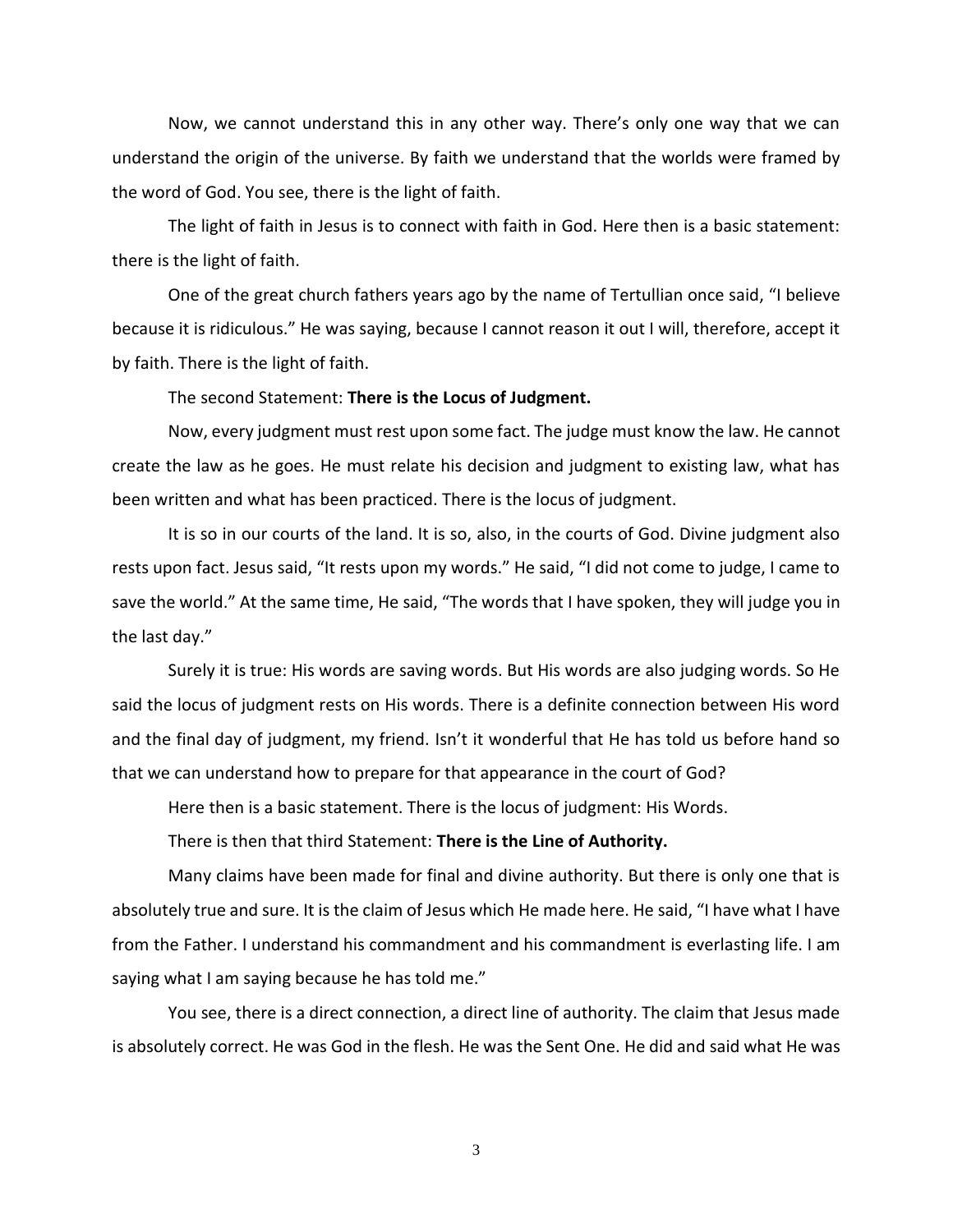Now, we cannot understand this in any other way. There's only one way that we can understand the origin of the universe. By faith we understand that the worlds were framed by the word of God. You see, there is the light of faith.

The light of faith in Jesus is to connect with faith in God. Here then is a basic statement: there is the light of faith.

One of the great church fathers years ago by the name of Tertullian once said, "I believe because it is ridiculous." He was saying, because I cannot reason it out I will, therefore, accept it by faith. There is the light of faith.

The second Statement: **There is the Locus of Judgment.**

Now, every judgment must rest upon some fact. The judge must know the law. He cannot create the law as he goes. He must relate his decision and judgment to existing law, what has been written and what has been practiced. There is the locus of judgment.

It is so in our courts of the land. It is so, also, in the courts of God. Divine judgment also rests upon fact. Jesus said, "It rests upon my words." He said, "I did not come to judge, I came to save the world." At the same time, He said, "The words that I have spoken, they will judge you in the last day."

Surely it is true: His words are saving words. But His words are also judging words. So He said the locus of judgment rests on His words. There is a definite connection between His word and the final day of judgment, my friend. Isn't it wonderful that He has told us before hand so that we can understand how to prepare for that appearance in the court of God?

Here then is a basic statement. There is the locus of judgment: His Words.

There is then that third Statement: **There is the Line of Authority.**

Many claims have been made for final and divine authority. But there is only one that is absolutely true and sure. It is the claim of Jesus which He made here. He said, "I have what I have from the Father. I understand his commandment and his commandment is everlasting life. I am saying what I am saying because he has told me."

You see, there is a direct connection, a direct line of authority. The claim that Jesus made is absolutely correct. He was God in the flesh. He was the Sent One. He did and said what He was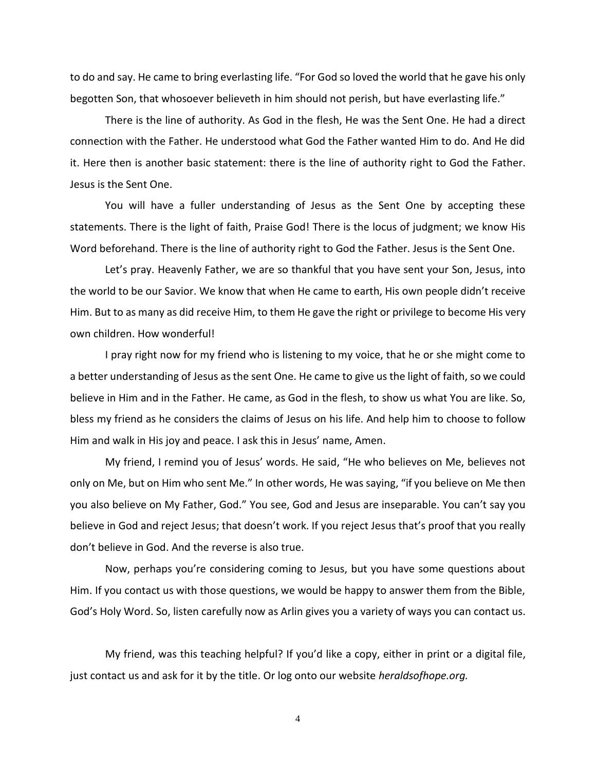to do and say. He came to bring everlasting life. "For God so loved the world that he gave his only begotten Son, that whosoever believeth in him should not perish, but have everlasting life."

There is the line of authority. As God in the flesh, He was the Sent One. He had a direct connection with the Father. He understood what God the Father wanted Him to do. And He did it. Here then is another basic statement: there is the line of authority right to God the Father. Jesus is the Sent One.

You will have a fuller understanding of Jesus as the Sent One by accepting these statements. There is the light of faith, Praise God! There is the locus of judgment; we know His Word beforehand. There is the line of authority right to God the Father. Jesus is the Sent One.

Let's pray. Heavenly Father, we are so thankful that you have sent your Son, Jesus, into the world to be our Savior. We know that when He came to earth, His own people didn't receive Him. But to as many as did receive Him, to them He gave the right or privilege to become His very own children. How wonderful!

I pray right now for my friend who is listening to my voice, that he or she might come to a better understanding of Jesus as the sent One. He came to give us the light of faith, so we could believe in Him and in the Father. He came, as God in the flesh, to show us what You are like. So, bless my friend as he considers the claims of Jesus on his life. And help him to choose to follow Him and walk in His joy and peace. I ask this in Jesus' name, Amen.

My friend, I remind you of Jesus' words. He said, "He who believes on Me, believes not only on Me, but on Him who sent Me." In other words, He was saying, "if you believe on Me then you also believe on My Father, God." You see, God and Jesus are inseparable. You can't say you believe in God and reject Jesus; that doesn't work. If you reject Jesus that's proof that you really don't believe in God. And the reverse is also true.

Now, perhaps you're considering coming to Jesus, but you have some questions about Him. If you contact us with those questions, we would be happy to answer them from the Bible, God's Holy Word. So, listen carefully now as Arlin gives you a variety of ways you can contact us.

My friend, was this teaching helpful? If you'd like a copy, either in print or a digital file, just contact us and ask for it by the title. Or log onto our website *heraldsofhope.org.*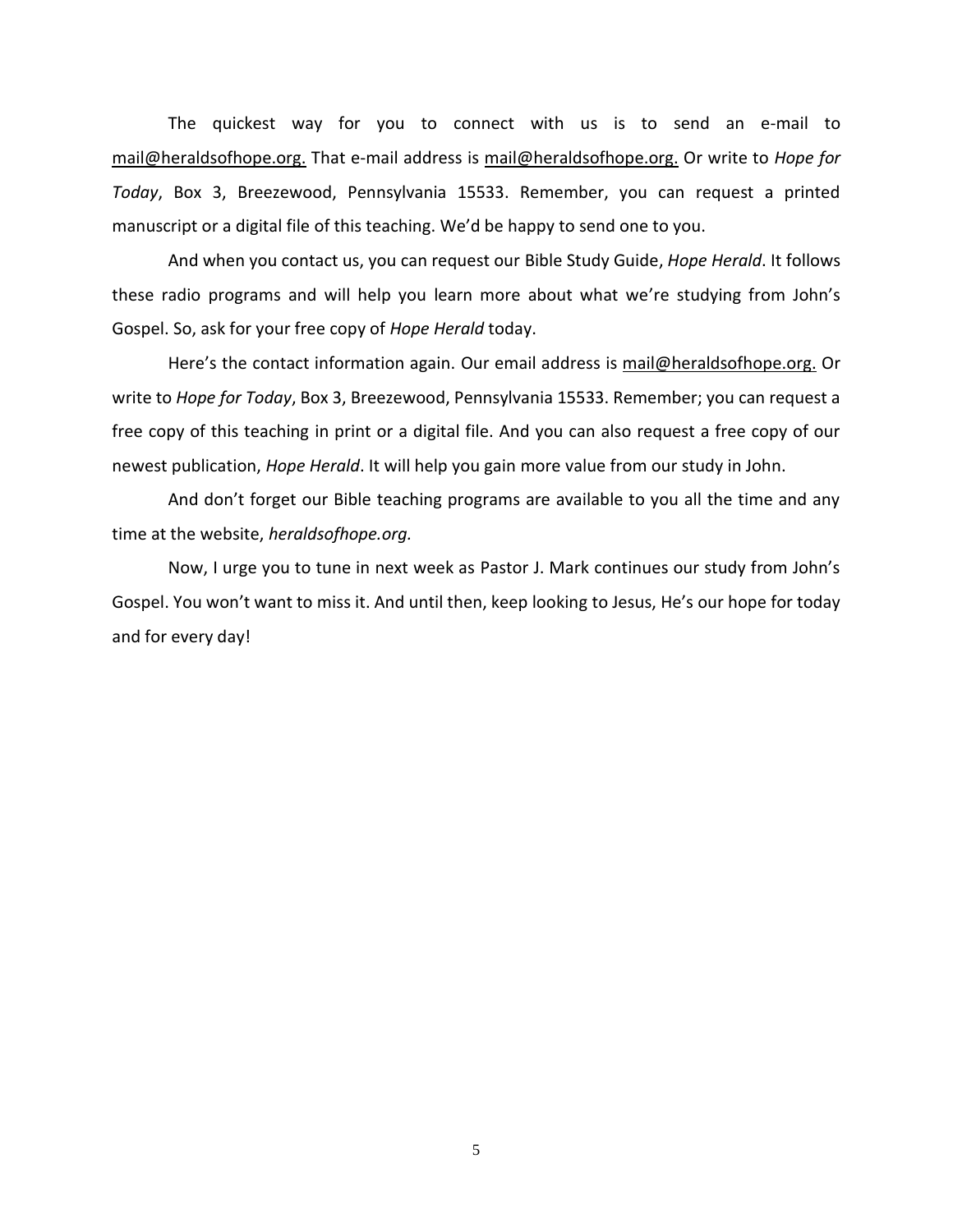The quickest way for you to connect with us is to send an e-mail to mail@heraldsofhope.org. That e-mail address is mail@heraldsofhope.org. Or write to *Hope for Today*, Box 3, Breezewood, Pennsylvania 15533. Remember, you can request a printed manuscript or a digital file of this teaching. We'd be happy to send one to you.

And when you contact us, you can request our Bible Study Guide, *Hope Herald*. It follows these radio programs and will help you learn more about what we're studying from John's Gospel. So, ask for your free copy of *Hope Herald* today.

Here's the contact information again. Our email address is mail@heraldsofhope.org. Or write to *Hope for Today*, Box 3, Breezewood, Pennsylvania 15533. Remember; you can request a free copy of this teaching in print or a digital file. And you can also request a free copy of our newest publication, *Hope Herald*. It will help you gain more value from our study in John.

And don't forget our Bible teaching programs are available to you all the time and any time at the website, *heraldsofhope.org.*

Now, I urge you to tune in next week as Pastor J. Mark continues our study from John's Gospel. You won't want to miss it. And until then, keep looking to Jesus, He's our hope for today and for every day!